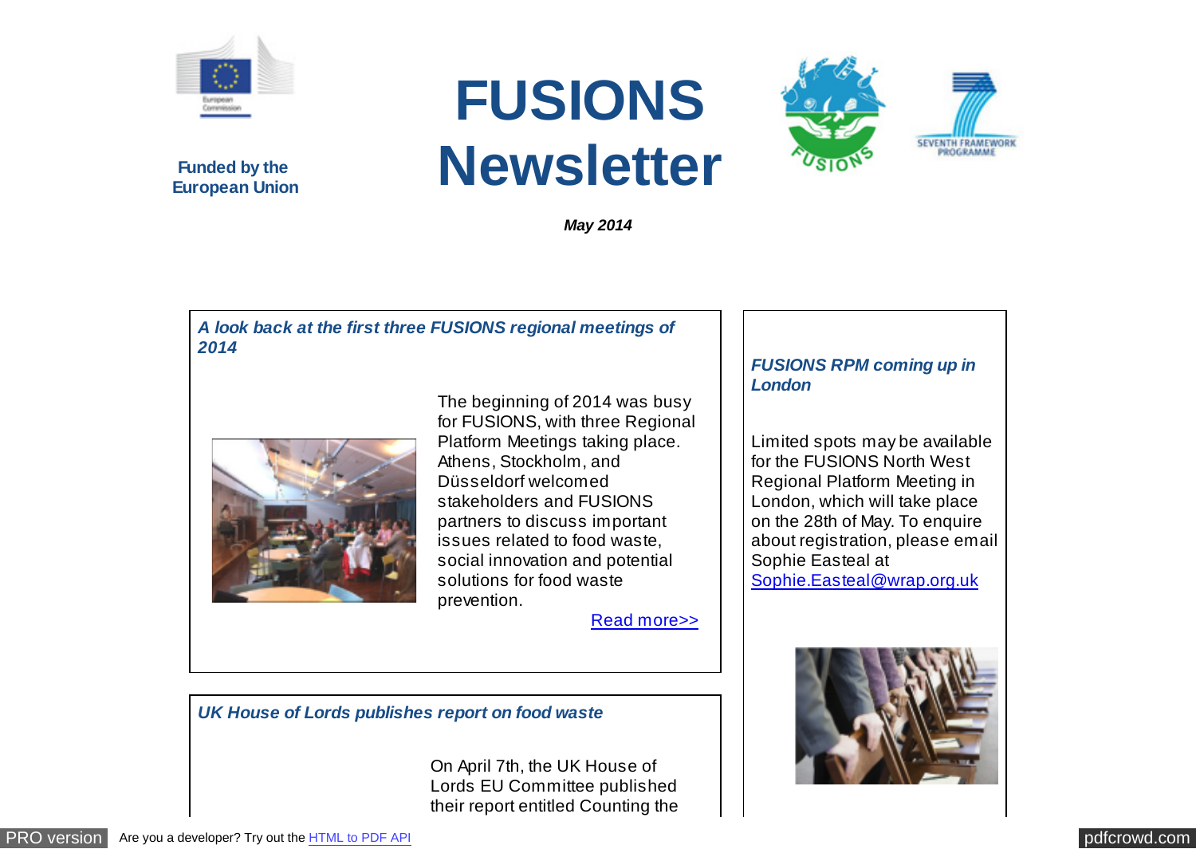Funded by the European Union

# FUSIONS Newsletter

*May 2014*

### *A look back at the first three FUSIONS regional meetings of 2014*

The beginning of 2014 was busy for FUSIONS, with three Regional Platform Meetings taking place. Athens, Stockholm, and Düsseldorf welcomed stakeholders and FUSIONS partners to discuss important issues related to food waste, social innovation and potential solutions for food waste prevention.

Read more>>

### *FUSIONS RPM coming up in London*

Limited spots may be available for the FUSIONS North West Regional Platform Meeting in London, which will take place on the 28th of May. To enquire about registration, please email Sophie Easteal at Sophie.Easteal@wrap.org.uk

### *UK House of Lords publishes report on food waste*

On April 7th, the UK House of Lords EU Committee published their report entitled Counting the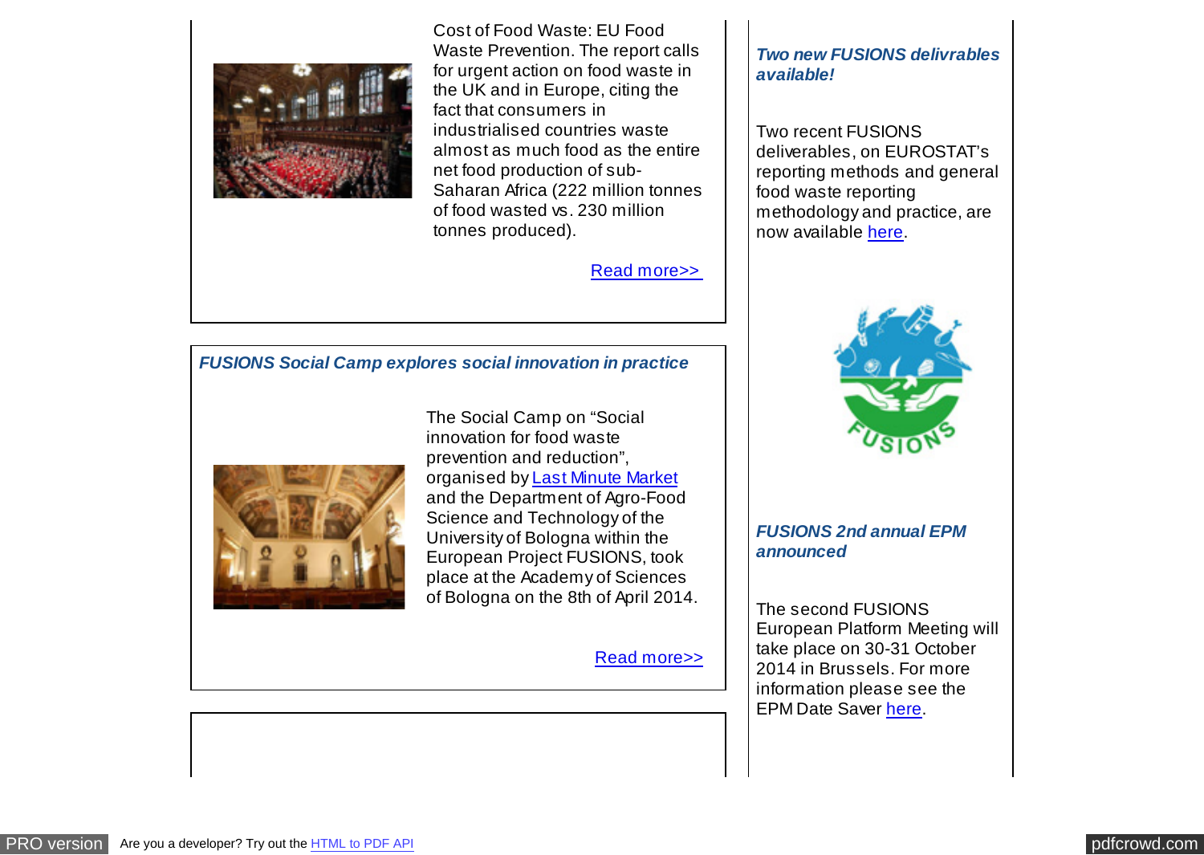Cost of Food Waste: EU Food Waste Prevention. The report calls for urgent action on food waste in the UK and in Europe, citing the fact that consumers in industrialised countries waste almost as much food as the entire net food production of sub-Saharan Africa (222 million tonnes of food wasted vs. 230 million tonnes produced).

Read more>>

### *FUSIONS Social Camp explores social innovation in practice*

The Social Camp on "Social innovation for food waste prevention and reduction", organised by Last Minute Market and the Department of Agro-Food Science and Technology of the University of Bologna within the European Project FUSIONS, took place at the Academy of Sciences of Bologna on the 8th of April 2014.

Read more>>

### *Two new FUSIONS delivrables available!*

Two recent FUSIONS deliverables, on EUROSTAT's reporting methods and general food waste reporting methodology and practice, are now available here.

### *FUSIONS 2nd annual EPM announced*

The second FUSIONS European Platform Meeting will take place on 30-31 October 2014 in Brussels. For more information please see the EPM Date Saver here.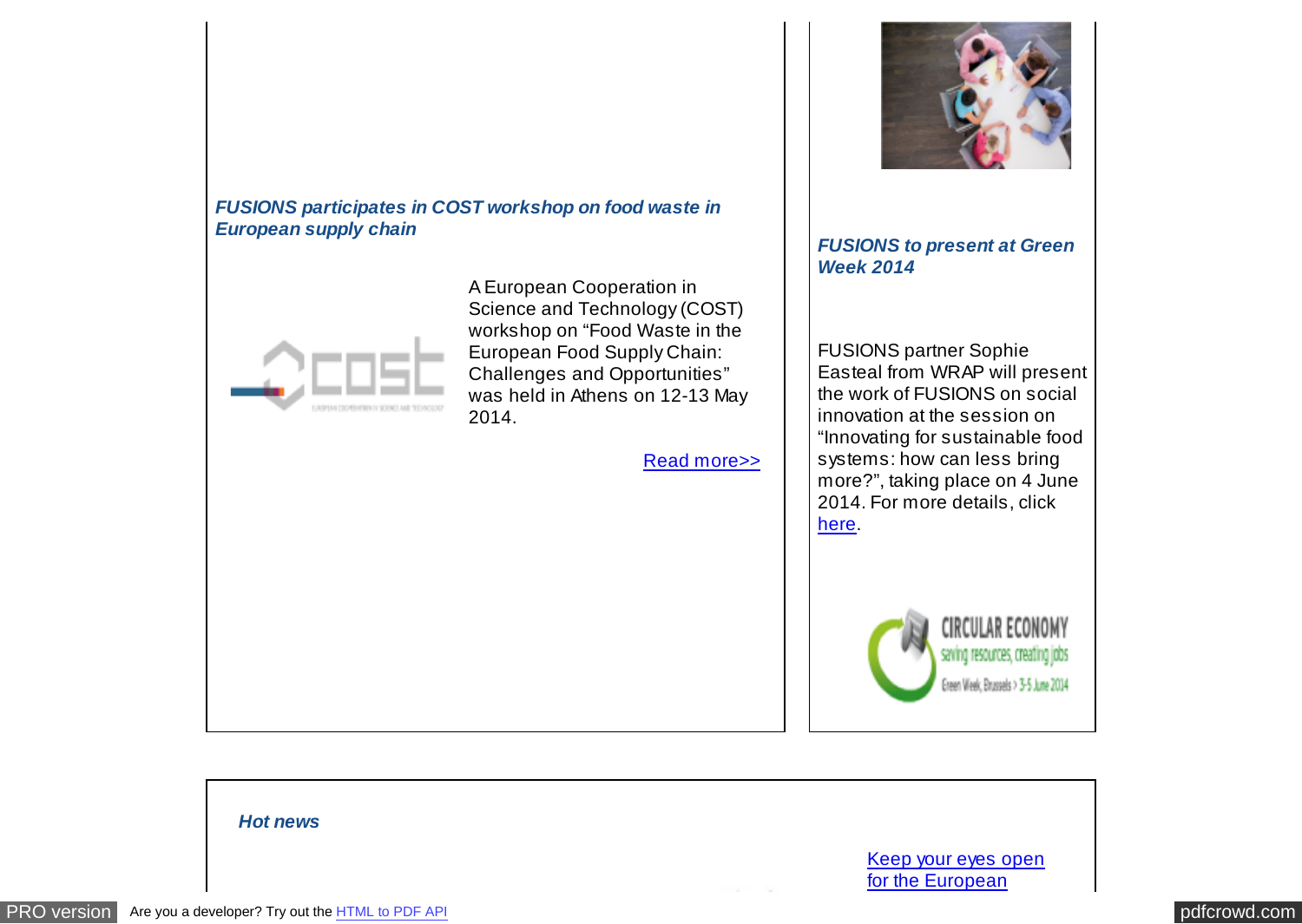***FUSIONS participates in COST workshop on food waste in European supply chain***

A European Cooperation in Science and Technology (COST) workshop on “Food Waste in the European Food Supply Chain: Challenges and Opportunities” was held in Athens on 12-13 May 2014.

[Read more>>]

***FUSIONS to present at Green Week 2014***

FUSIONS partner Sophie Easteal from WRAP will present the work of FUSIONS on social innovation at the session on “Innovating for sustainable food systems: how can less bring more?”, taking place on 4 June 2014. For more details, click [here].

***Hot news***

[Keep your eyes open for the European]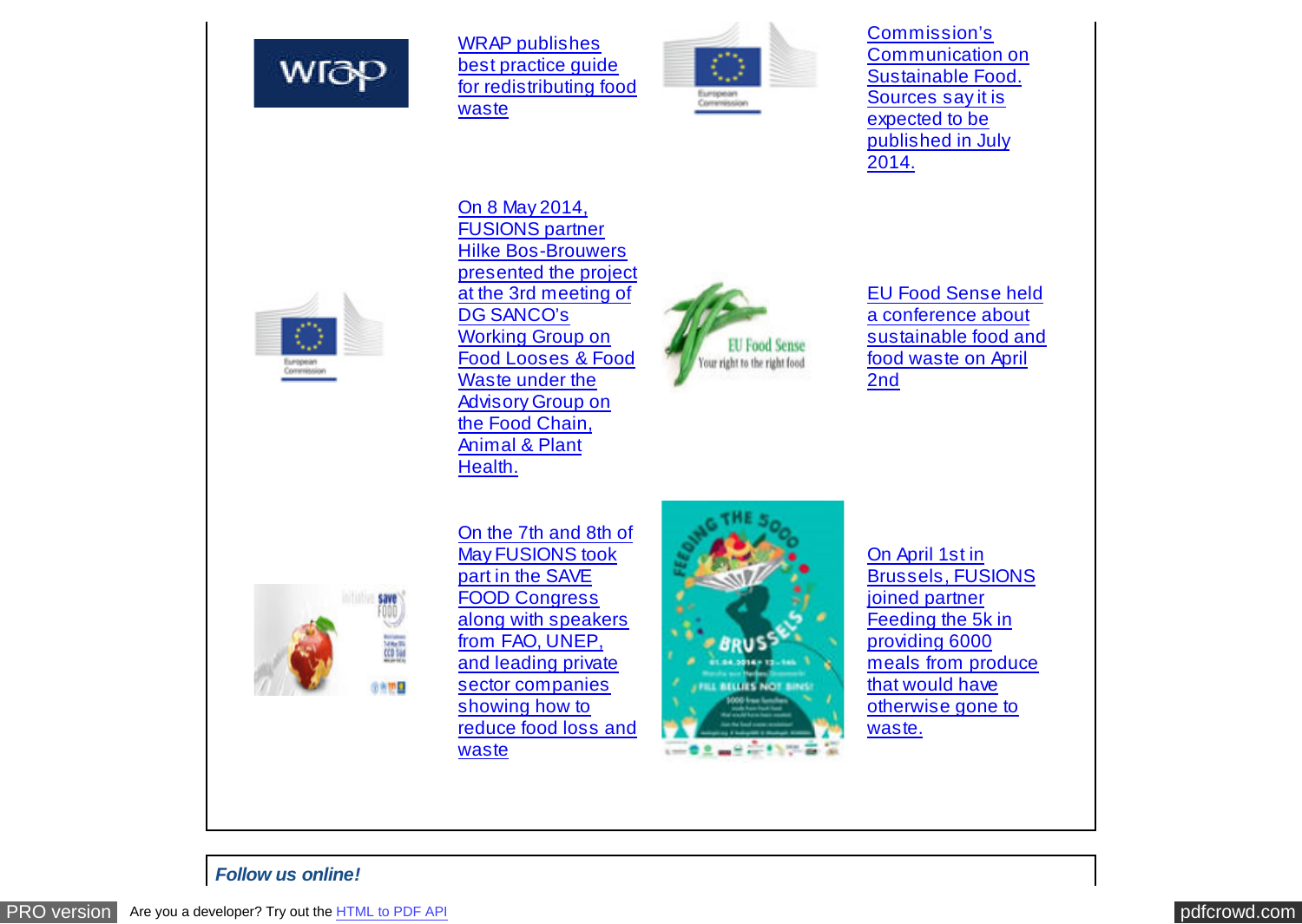WRAP publishes best practice guide for redistributing food waste

Commission's Communication on Sustainable Food. Sources say it is expected to be published in July 2014.

On 8 May 2014, FUSIONS partner Hilke Bos-Brouwers presented the project at the 3rd meeting of DG SANCO's Working Group on Food Looses & Food Waste under the Advisory Group on the Food Chain, Animal & Plant Health.

EU Food Sense held a conference about sustainable food and food waste on April 2nd

On the 7th and 8th of May FUSIONS took part in the SAVE FOOD Congress along with speakers from FAO, UNEP, and leading private sector companies showing how to reduce food loss and waste

On April 1st in Brussels, FUSIONS joined partner Feeding the 5k in providing 6000 meals from produce that would have otherwise gone to waste.

***Follow us online!***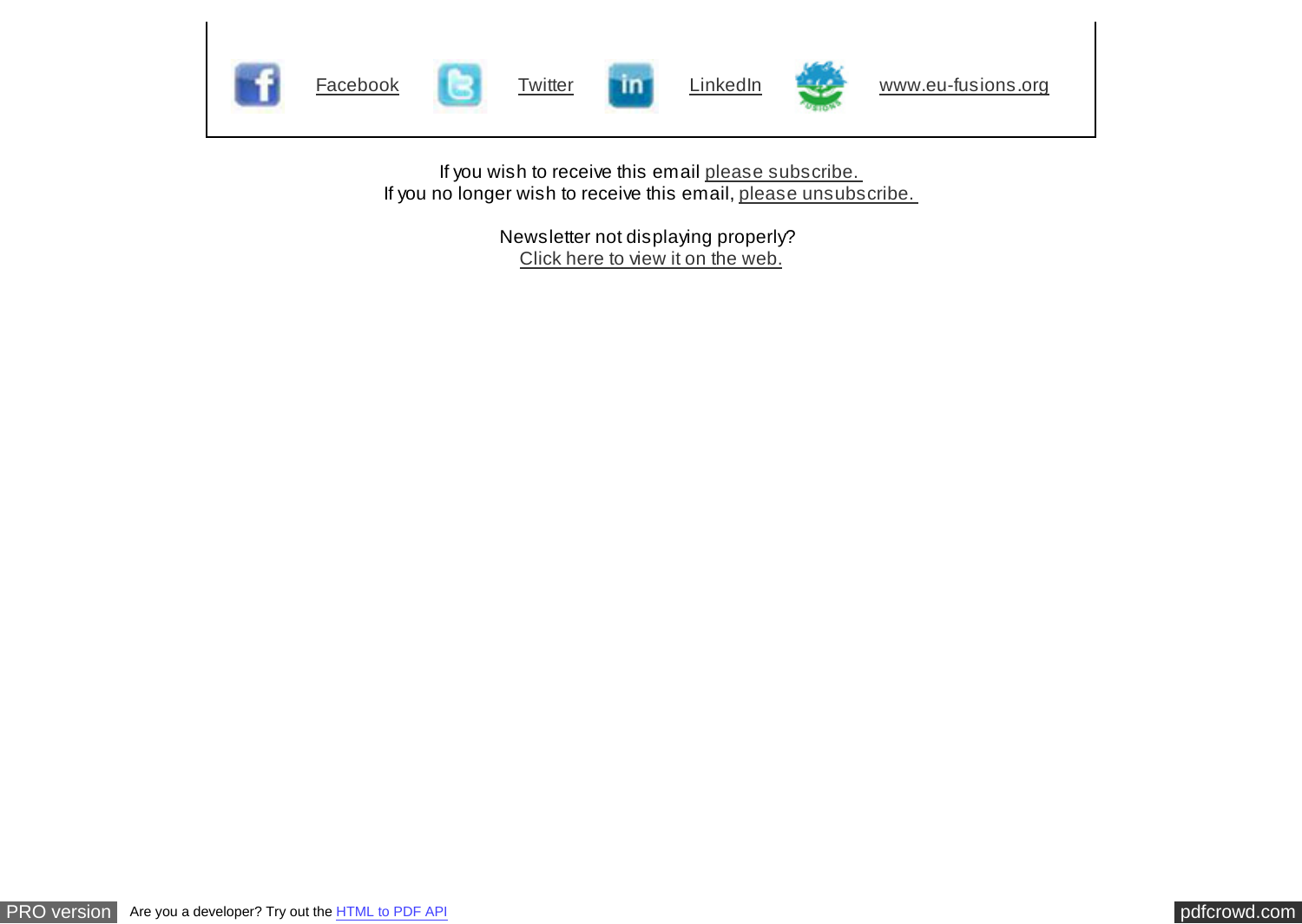Facebook Twitter LinkedIn www.eu-fusions.org

If you wish to receive this email please subscribe.
If you no longer wish to receive this email, please unsubscribe.

Newsletter not displaying properly?
Click here to view it on the web.